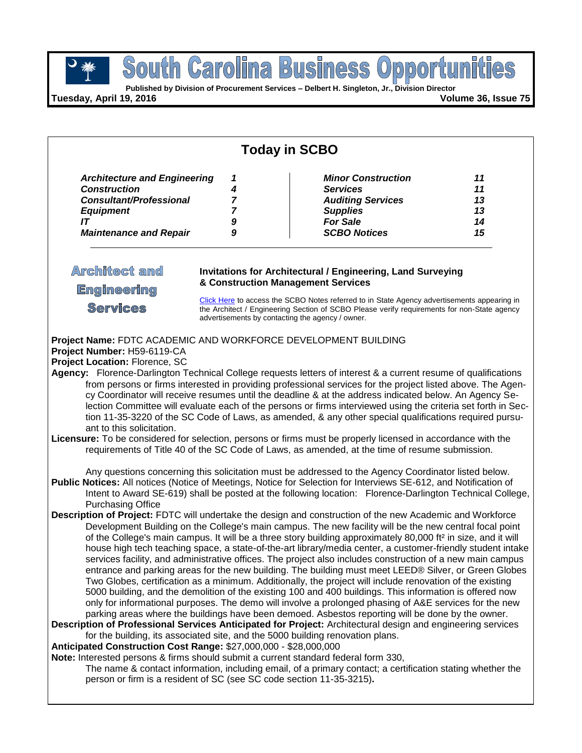# South Carolina Business Opportunities

**Published by Division of Procurement Services – Delbert H. Singleton, Jr., Division Director**

**Tuesday, April 19, 2016** **Volume 36, Issue 75**

## Today in SCBO

| | | | |
|---|---|---|---|
| *Architecture and Engineering* | *1* | *Minor Construction* | *11* |
| *Construction* | *4* | *Services* | *11* |
| *Consultant/Professional* | *7* | *Auditing Services* | *13* |
| *Equipment* | *7* | *Supplies* | *13* |
| *IT* | *9* | *For Sale* | *14* |
| *Maintenance and Repair* | *9* | *SCBO Notices* | *15* |

## Architect and Engineering Services

**Invitations for Architectural / Engineering, Land Surveying & Construction Management Services**

Click Here to access the SCBO Notes referred to in State Agency advertisements appearing in the Architect / Engineering Section of SCBO Please verify requirements for non-State agency advertisements by contacting the agency / owner.

**Project Name:** FDTC ACADEMIC AND WORKFORCE DEVELOPMENT BUILDING
**Project Number:** H59-6119-CA
**Project Location:** Florence, SC
**Agency:** Florence-Darlington Technical College requests letters of interest & a current resume of qualifications from persons or firms interested in providing professional services for the project listed above. The Agency Coordinator will receive resumes until the deadline & at the address indicated below. An Agency Selection Committee will evaluate each of the persons or firms interviewed using the criteria set forth in Section 11-35-3220 of the SC Code of Laws, as amended, & any other special qualifications required pursuant to this solicitation.
**Licensure:** To be considered for selection, persons or firms must be properly licensed in accordance with the requirements of Title 40 of the SC Code of Laws, as amended, at the time of resume submission.

Any questions concerning this solicitation must be addressed to the Agency Coordinator listed below.
**Public Notices:** All notices (Notice of Meetings, Notice for Selection for Interviews SE-612, and Notification of Intent to Award SE-619) shall be posted at the following location: Florence-Darlington Technical College, Purchasing Office
**Description of Project:** FDTC will undertake the design and construction of the new Academic and Workforce Development Building on the College's main campus. The new facility will be the new central focal point of the College's main campus. It will be a three story building approximately 80,000 ft² in size, and it will house high tech teaching space, a state-of-the-art library/media center, a customer-friendly student intake services facility, and administrative offices. The project also includes construction of a new main campus entrance and parking areas for the new building. The building must meet LEED® Silver, or Green Globes Two Globes, certification as a minimum. Additionally, the project will include renovation of the existing 5000 building, and the demolition of the existing 100 and 400 buildings. This information is offered now only for informational purposes. The demo will involve a prolonged phasing of A&E services for the new parking areas where the buildings have been demoed. Asbestos reporting will be done by the owner.
**Description of Professional Services Anticipated for Project:** Architectural design and engineering services for the building, its associated site, and the 5000 building renovation plans.
**Anticipated Construction Cost Range:** $27,000,000 - $28,000,000
**Note:** Interested persons & firms should submit a current standard federal form 330,
The name & contact information, including email, of a primary contact; a certification stating whether the person or firm is a resident of SC (see SC code section 11-35-3215)**.**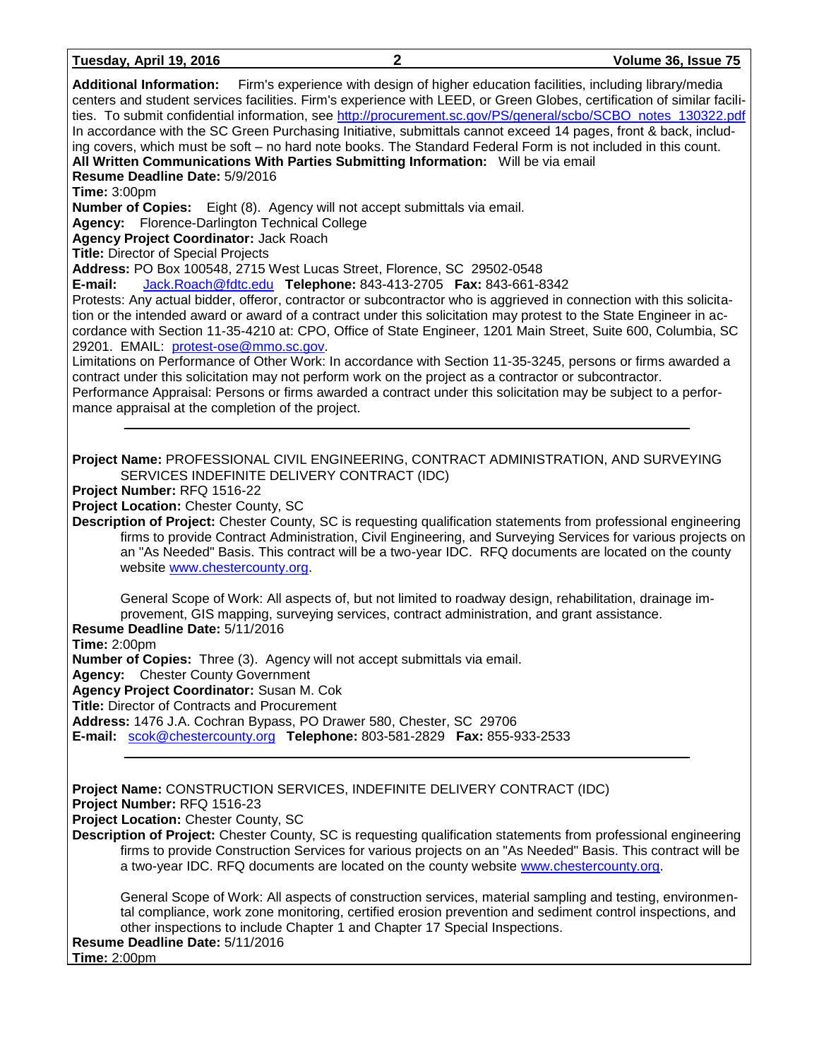**Additional Information:** Firm's experience with design of higher education facilities, including library/media centers and student services facilities. Firm's experience with LEED, or Green Globes, certification of similar facilities. To submit confidential information, see http://procurement.sc.gov/PS/general/scbo/SCBO_notes_130322.pdf In accordance with the SC Green Purchasing Initiative, submittals cannot exceed 14 pages, front & back, including covers, which must be soft – no hard note books. The Standard Federal Form is not included in this count.
**All Written Communications With Parties Submitting Information:** Will be via email
**Resume Deadline Date:** 5/9/2016
**Time:** 3:00pm
**Number of Copies:** Eight (8). Agency will not accept submittals via email.
**Agency:** Florence-Darlington Technical College
**Agency Project Coordinator:** Jack Roach
**Title:** Director of Special Projects
**Address:** PO Box 100548, 2715 West Lucas Street, Florence, SC 29502-0548
**E-mail:** Jack.Roach@fdtc.edu **Telephone:** 843-413-2705 **Fax:** 843-661-8342
Protests: Any actual bidder, offeror, contractor or subcontractor who is aggrieved in connection with this solicitation or the intended award or award of a contract under this solicitation may protest to the State Engineer in accordance with Section 11-35-4210 at: CPO, Office of State Engineer, 1201 Main Street, Suite 600, Columbia, SC 29201. EMAIL: protest-ose@mmo.sc.gov.
Limitations on Performance of Other Work: In accordance with Section 11-35-3245, persons or firms awarded a contract under this solicitation may not perform work on the project as a contractor or subcontractor.
Performance Appraisal: Persons or firms awarded a contract under this solicitation may be subject to a performance appraisal at the completion of the project.

---

**Project Name:** PROFESSIONAL CIVIL ENGINEERING, CONTRACT ADMINISTRATION, AND SURVEYING SERVICES INDEFINITE DELIVERY CONTRACT (IDC)
**Project Number:** RFQ 1516-22
**Project Location:** Chester County, SC
**Description of Project:** Chester County, SC is requesting qualification statements from professional engineering firms to provide Contract Administration, Civil Engineering, and Surveying Services for various projects on an "As Needed" Basis. This contract will be a two-year IDC. RFQ documents are located on the county website www.chestercounty.org.

General Scope of Work: All aspects of, but not limited to roadway design, rehabilitation, drainage improvement, GIS mapping, surveying services, contract administration, and grant assistance.
**Resume Deadline Date:** 5/11/2016
**Time:** 2:00pm
**Number of Copies:** Three (3). Agency will not accept submittals via email.
**Agency:** Chester County Government
**Agency Project Coordinator:** Susan M. Cok
**Title:** Director of Contracts and Procurement
**Address:** 1476 J.A. Cochran Bypass, PO Drawer 580, Chester, SC 29706
**E-mail:** scok@chestercounty.org **Telephone:** 803-581-2829 **Fax:** 855-933-2533

---

**Project Name:** CONSTRUCTION SERVICES, INDEFINITE DELIVERY CONTRACT (IDC)
**Project Number:** RFQ 1516-23
**Project Location:** Chester County, SC
**Description of Project:** Chester County, SC is requesting qualification statements from professional engineering firms to provide Construction Services for various projects on an "As Needed" Basis. This contract will be a two-year IDC. RFQ documents are located on the county website www.chestercounty.org.

General Scope of Work: All aspects of construction services, material sampling and testing, environmental compliance, work zone monitoring, certified erosion prevention and sediment control inspections, and other inspections to include Chapter 1 and Chapter 17 Special Inspections.
**Resume Deadline Date:** 5/11/2016
**Time:** 2:00pm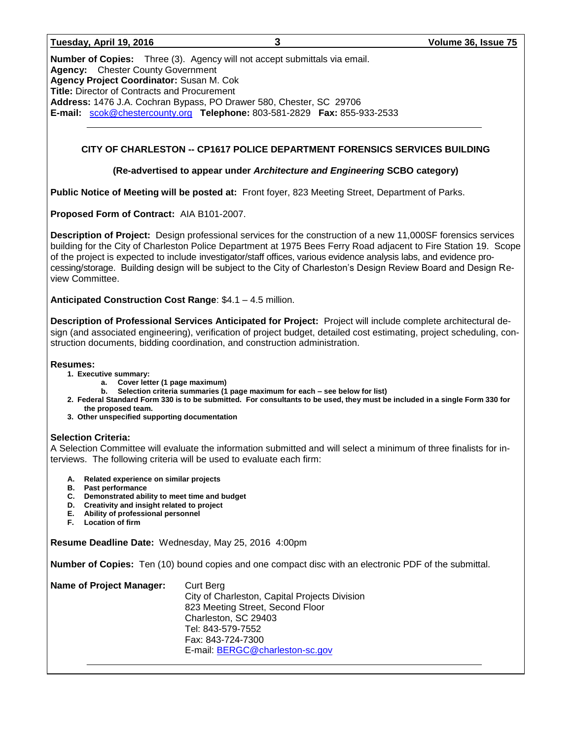**Number of Copies:** Three (3). Agency will not accept submittals via email.
**Agency:** Chester County Government
**Agency Project Coordinator:** Susan M. Cok
**Title:** Director of Contracts and Procurement
**Address:** 1476 J.A. Cochran Bypass, PO Drawer 580, Chester, SC 29706
**E-mail:** scok@chestercounty.org **Telephone:** 803-581-2829 **Fax:** 855-933-2533

---

## CITY OF CHARLESTON -- CP1617 POLICE DEPARTMENT FORENSICS SERVICES BUILDING

**(Re-advertised to appear under *Architecture and Engineering* SCBO category)**

**Public Notice of Meeting will be posted at:** Front foyer, 823 Meeting Street, Department of Parks.

**Proposed Form of Contract:** AIA B101-2007.

**Description of Project:** Design professional services for the construction of a new 11,000SF forensics services building for the City of Charleston Police Department at 1975 Bees Ferry Road adjacent to Fire Station 19. Scope of the project is expected to include investigator/staff offices, various evidence analysis labs, and evidence processing/storage. Building design will be subject to the City of Charleston's Design Review Board and Design Review Committee.

**Anticipated Construction Cost Range**: $4.1 – 4.5 million.

**Description of Professional Services Anticipated for Project:** Project will include complete architectural design (and associated engineering), verification of project budget, detailed cost estimating, project scheduling, construction documents, bidding coordination, and construction administration.

**Resumes:**

1. **Executive summary:**
   a. **Cover letter (1 page maximum)**
   b. **Selection criteria summaries (1 page maximum for each – see below for list)**
2. **Federal Standard Form 330 is to be submitted. For consultants to be used, they must be included in a single Form 330 for the proposed team.**
3. **Other unspecified supporting documentation**

**Selection Criteria:**
A Selection Committee will evaluate the information submitted and will select a minimum of three finalists for interviews. The following criteria will be used to evaluate each firm:

- **A. Related experience on similar projects**
- **B. Past performance**
- **C. Demonstrated ability to meet time and budget**
- **D. Creativity and insight related to project**
- **E. Ability of professional personnel**
- **F. Location of firm**

**Resume Deadline Date:** Wednesday, May 25, 2016 4:00pm

**Number of Copies:** Ten (10) bound copies and one compact disc with an electronic PDF of the submittal.

**Name of Project Manager:** Curt Berg
City of Charleston, Capital Projects Division
823 Meeting Street, Second Floor
Charleston, SC 29403
Tel: 843-579-7552
Fax: 843-724-7300
E-mail: BERGC@charleston-sc.gov

---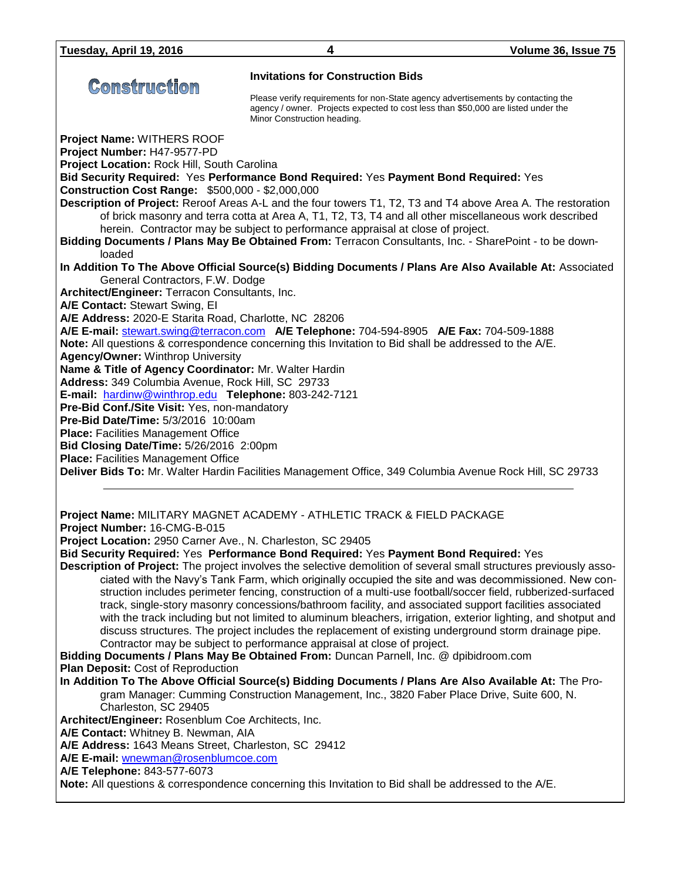# Construction

## Invitations for Construction Bids

Please verify requirements for non-State agency advertisements by contacting the agency / owner. Projects expected to cost less than $50,000 are listed under the Minor Construction heading.

**Project Name:** WITHERS ROOF
**Project Number:** H47-9577-PD
**Project Location:** Rock Hill, South Carolina
**Bid Security Required:** Yes **Performance Bond Required:** Yes **Payment Bond Required:** Yes
**Construction Cost Range:** $500,000 - $2,000,000
**Description of Project:** Reroof Areas A-L and the four towers T1, T2, T3 and T4 above Area A. The restoration of brick masonry and terra cotta at Area A, T1, T2, T3, T4 and all other miscellaneous work described herein. Contractor may be subject to performance appraisal at close of project.
**Bidding Documents / Plans May Be Obtained From:** Terracon Consultants, Inc. - SharePoint - to be downloaded
**In Addition To The Above Official Source(s) Bidding Documents / Plans Are Also Available At:** Associated General Contractors, F.W. Dodge
**Architect/Engineer:** Terracon Consultants, Inc.
**A/E Contact:** Stewart Swing, EI
**A/E Address:** 2020-E Starita Road, Charlotte, NC 28206
**A/E E-mail:** stewart.swing@terracon.com **A/E Telephone:** 704-594-8905 **A/E Fax:** 704-509-1888
**Note:** All questions & correspondence concerning this Invitation to Bid shall be addressed to the A/E.
**Agency/Owner:** Winthrop University
**Name & Title of Agency Coordinator:** Mr. Walter Hardin
**Address:** 349 Columbia Avenue, Rock Hill, SC 29733
**E-mail:** hardinw@winthrop.edu **Telephone:** 803-242-7121
**Pre-Bid Conf./Site Visit:** Yes, non-mandatory
**Pre-Bid Date/Time:** 5/3/2016 10:00am
**Place:** Facilities Management Office
**Bid Closing Date/Time:** 5/26/2016 2:00pm
**Place:** Facilities Management Office
**Deliver Bids To:** Mr. Walter Hardin Facilities Management Office, 349 Columbia Avenue Rock Hill, SC 29733

---

**Project Name:** MILITARY MAGNET ACADEMY - ATHLETIC TRACK & FIELD PACKAGE
**Project Number:** 16-CMG-B-015
**Project Location:** 2950 Carner Ave., N. Charleston, SC 29405
**Bid Security Required:** Yes **Performance Bond Required:** Yes **Payment Bond Required:** Yes
**Description of Project:** The project involves the selective demolition of several small structures previously associated with the Navy's Tank Farm, which originally occupied the site and was decommissioned. New construction includes perimeter fencing, construction of a multi-use football/soccer field, rubberized-surfaced track, single-story masonry concessions/bathroom facility, and associated support facilities associated with the track including but not limited to aluminum bleachers, irrigation, exterior lighting, and shotput and discuss structures. The project includes the replacement of existing underground storm drainage pipe. Contractor may be subject to performance appraisal at close of project.
**Bidding Documents / Plans May Be Obtained From:** Duncan Parnell, Inc. @ dpibidroom.com
**Plan Deposit:** Cost of Reproduction
**In Addition To The Above Official Source(s) Bidding Documents / Plans Are Also Available At:** The Program Manager: Cumming Construction Management, Inc., 3820 Faber Place Drive, Suite 600, N. Charleston, SC 29405
**Architect/Engineer:** Rosenblum Coe Architects, Inc.
**A/E Contact:** Whitney B. Newman, AIA
**A/E Address:** 1643 Means Street, Charleston, SC 29412
**A/E E-mail:** wnewman@rosenblumcoe.com
**A/E Telephone:** 843-577-6073
**Note:** All questions & correspondence concerning this Invitation to Bid shall be addressed to the A/E.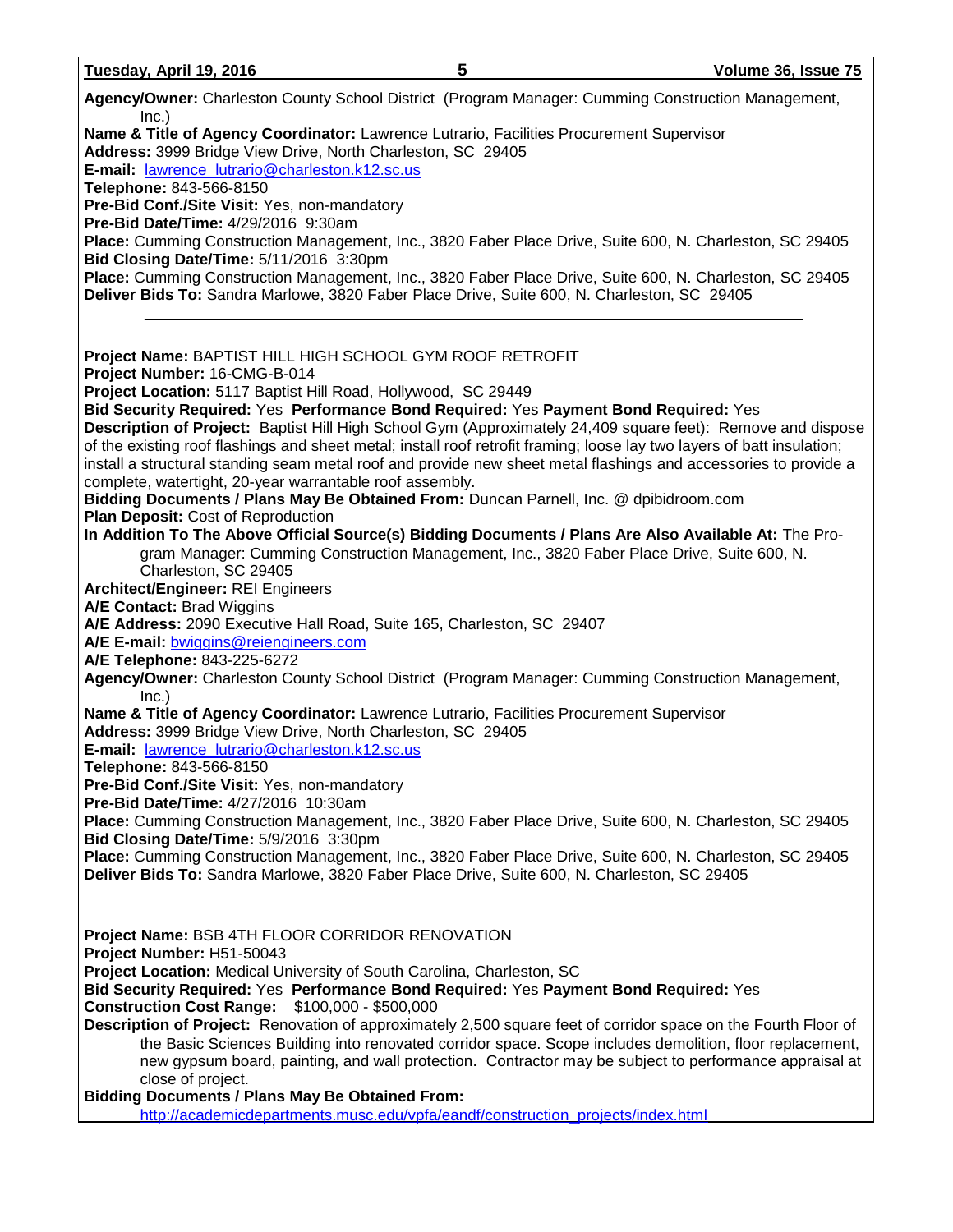**Agency/Owner:** Charleston County School District (Program Manager: Cumming Construction Management, Inc.)
**Name & Title of Agency Coordinator:** Lawrence Lutrario, Facilities Procurement Supervisor
**Address:** 3999 Bridge View Drive, North Charleston, SC 29405
**E-mail:** lawrence_lutrario@charleston.k12.sc.us
**Telephone:** 843-566-8150
**Pre-Bid Conf./Site Visit:** Yes, non-mandatory
**Pre-Bid Date/Time:** 4/29/2016 9:30am
**Place:** Cumming Construction Management, Inc., 3820 Faber Place Drive, Suite 600, N. Charleston, SC 29405
**Bid Closing Date/Time:** 5/11/2016 3:30pm
**Place:** Cumming Construction Management, Inc., 3820 Faber Place Drive, Suite 600, N. Charleston, SC 29405
**Deliver Bids To:** Sandra Marlowe, 3820 Faber Place Drive, Suite 600, N. Charleston, SC 29405

---

**Project Name:** BAPTIST HILL HIGH SCHOOL GYM ROOF RETROFIT
**Project Number:** 16-CMG-B-014
**Project Location:** 5117 Baptist Hill Road, Hollywood, SC 29449
**Bid Security Required:** Yes **Performance Bond Required:** Yes **Payment Bond Required:** Yes
**Description of Project:** Baptist Hill High School Gym (Approximately 24,409 square feet): Remove and dispose of the existing roof flashings and sheet metal; install roof retrofit framing; loose lay two layers of batt insulation; install a structural standing seam metal roof and provide new sheet metal flashings and accessories to provide a complete, watertight, 20-year warrantable roof assembly.
**Bidding Documents / Plans May Be Obtained From:** Duncan Parnell, Inc. @ dpibidroom.com
**Plan Deposit:** Cost of Reproduction
**In Addition To The Above Official Source(s) Bidding Documents / Plans Are Also Available At:** The Program Manager: Cumming Construction Management, Inc., 3820 Faber Place Drive, Suite 600, N. Charleston, SC 29405
**Architect/Engineer:** REI Engineers
**A/E Contact:** Brad Wiggins
**A/E Address:** 2090 Executive Hall Road, Suite 165, Charleston, SC 29407
**A/E E-mail:** bwiggins@reiengineers.com
**A/E Telephone:** 843-225-6272
**Agency/Owner:** Charleston County School District (Program Manager: Cumming Construction Management, Inc.)
**Name & Title of Agency Coordinator:** Lawrence Lutrario, Facilities Procurement Supervisor
**Address:** 3999 Bridge View Drive, North Charleston, SC 29405
**E-mail:** lawrence_lutrario@charleston.k12.sc.us
**Telephone:** 843-566-8150
**Pre-Bid Conf./Site Visit:** Yes, non-mandatory
**Pre-Bid Date/Time:** 4/27/2016 10:30am
**Place:** Cumming Construction Management, Inc., 3820 Faber Place Drive, Suite 600, N. Charleston, SC 29405
**Bid Closing Date/Time:** 5/9/2016 3:30pm
**Place:** Cumming Construction Management, Inc., 3820 Faber Place Drive, Suite 600, N. Charleston, SC 29405
**Deliver Bids To:** Sandra Marlowe, 3820 Faber Place Drive, Suite 600, N. Charleston, SC 29405

---

**Project Name:** BSB 4TH FLOOR CORRIDOR RENOVATION
**Project Number:** H51-50043
**Project Location:** Medical University of South Carolina, Charleston, SC
**Bid Security Required:** Yes **Performance Bond Required:** Yes **Payment Bond Required:** Yes
**Construction Cost Range:** $100,000 - $500,000
**Description of Project:** Renovation of approximately 2,500 square feet of corridor space on the Fourth Floor of the Basic Sciences Building into renovated corridor space. Scope includes demolition, floor replacement, new gypsum board, painting, and wall protection. Contractor may be subject to performance appraisal at close of project.
**Bidding Documents / Plans May Be Obtained From:**
http://academicdepartments.musc.edu/vpfa/eandf/construction_projects/index.html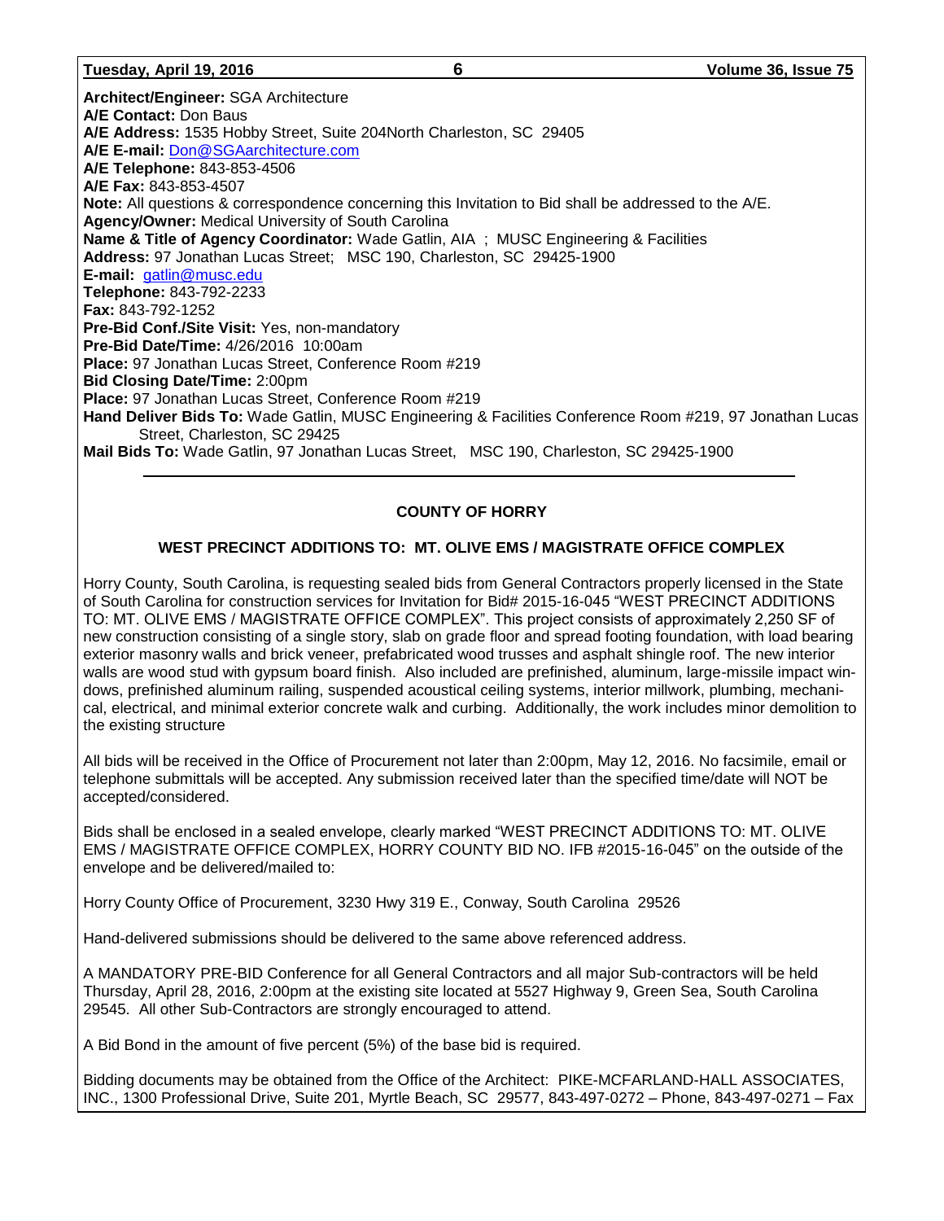**Architect/Engineer:** SGA Architecture
**A/E Contact:** Don Baus
**A/E Address:** 1535 Hobby Street, Suite 204North Charleston, SC 29405
**A/E E-mail:** Don@SGAarchitecture.com
**A/E Telephone:** 843-853-4506
**A/E Fax:** 843-853-4507
**Note:** All questions & correspondence concerning this Invitation to Bid shall be addressed to the A/E.
**Agency/Owner:** Medical University of South Carolina
**Name & Title of Agency Coordinator:** Wade Gatlin, AIA ; MUSC Engineering & Facilities
**Address:** 97 Jonathan Lucas Street; MSC 190, Charleston, SC 29425-1900
**E-mail:** gatlin@musc.edu
**Telephone:** 843-792-2233
**Fax:** 843-792-1252
**Pre-Bid Conf./Site Visit:** Yes, non-mandatory
**Pre-Bid Date/Time:** 4/26/2016 10:00am
**Place:** 97 Jonathan Lucas Street, Conference Room #219
**Bid Closing Date/Time:** 2:00pm
**Place:** 97 Jonathan Lucas Street, Conference Room #219
**Hand Deliver Bids To:** Wade Gatlin, MUSC Engineering & Facilities Conference Room #219, 97 Jonathan Lucas Street, Charleston, SC 29425
**Mail Bids To:** Wade Gatlin, 97 Jonathan Lucas Street, MSC 190, Charleston, SC 29425-1900

---

**COUNTY OF HORRY**

**WEST PRECINCT ADDITIONS TO: MT. OLIVE EMS / MAGISTRATE OFFICE COMPLEX**

Horry County, South Carolina, is requesting sealed bids from General Contractors properly licensed in the State of South Carolina for construction services for Invitation for Bid# 2015-16-045 "WEST PRECINCT ADDITIONS TO: MT. OLIVE EMS / MAGISTRATE OFFICE COMPLEX". This project consists of approximately 2,250 SF of new construction consisting of a single story, slab on grade floor and spread footing foundation, with load bearing exterior masonry walls and brick veneer, prefabricated wood trusses and asphalt shingle roof. The new interior walls are wood stud with gypsum board finish. Also included are prefinished, aluminum, large-missile impact windows, prefinished aluminum railing, suspended acoustical ceiling systems, interior millwork, plumbing, mechanical, electrical, and minimal exterior concrete walk and curbing. Additionally, the work includes minor demolition to the existing structure

All bids will be received in the Office of Procurement not later than 2:00pm, May 12, 2016. No facsimile, email or telephone submittals will be accepted. Any submission received later than the specified time/date will NOT be accepted/considered.

Bids shall be enclosed in a sealed envelope, clearly marked "WEST PRECINCT ADDITIONS TO: MT. OLIVE EMS / MAGISTRATE OFFICE COMPLEX, HORRY COUNTY BID NO. IFB #2015-16-045" on the outside of the envelope and be delivered/mailed to:

Horry County Office of Procurement, 3230 Hwy 319 E., Conway, South Carolina 29526

Hand-delivered submissions should be delivered to the same above referenced address.

A MANDATORY PRE-BID Conference for all General Contractors and all major Sub-contractors will be held Thursday, April 28, 2016, 2:00pm at the existing site located at 5527 Highway 9, Green Sea, South Carolina 29545. All other Sub-Contractors are strongly encouraged to attend.

A Bid Bond in the amount of five percent (5%) of the base bid is required.

Bidding documents may be obtained from the Office of the Architect: PIKE-MCFARLAND-HALL ASSOCIATES, INC., 1300 Professional Drive, Suite 201, Myrtle Beach, SC 29577, 843-497-0272 – Phone, 843-497-0271 – Fax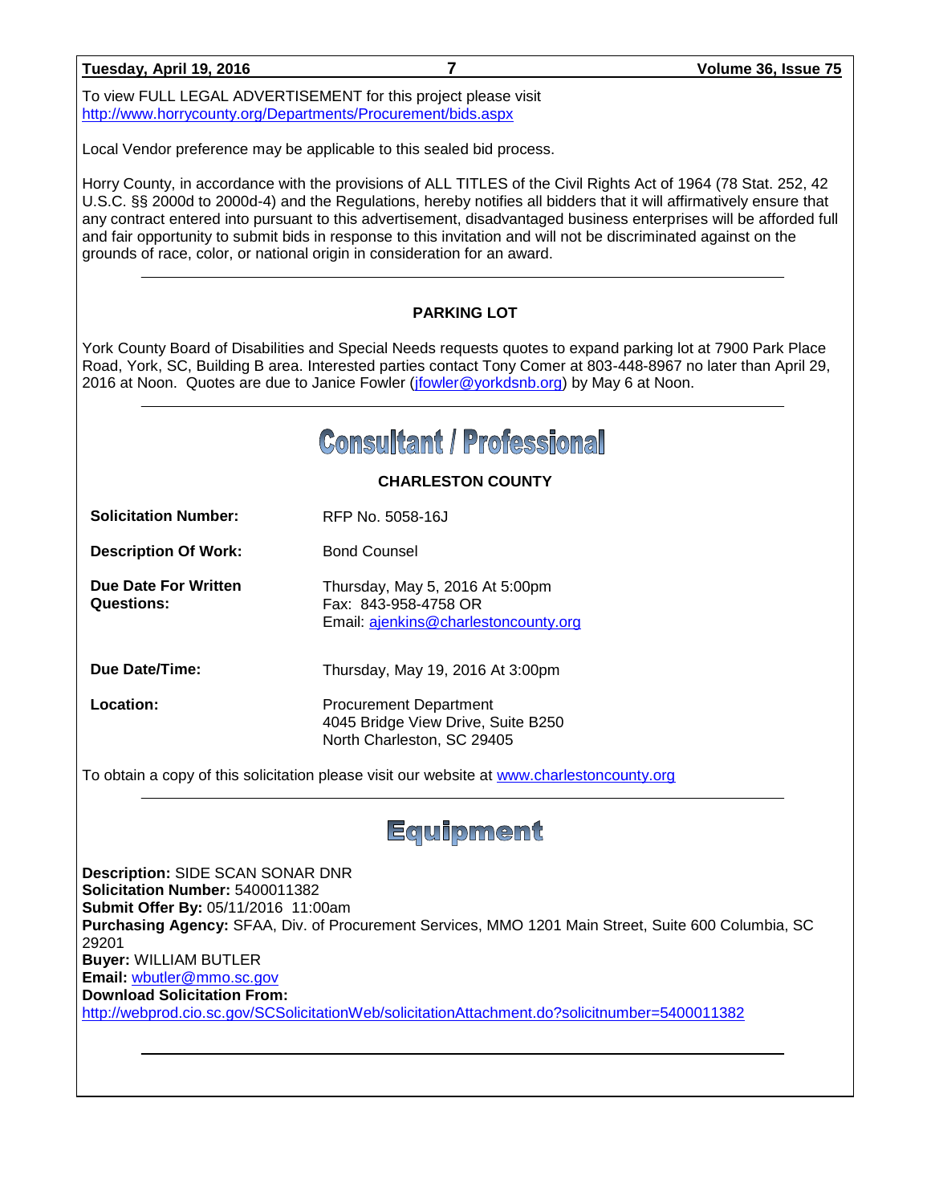To view FULL LEGAL ADVERTISEMENT for this project please visit http://www.horrycounty.org/Departments/Procurement/bids.aspx

Local Vendor preference may be applicable to this sealed bid process.

Horry County, in accordance with the provisions of ALL TITLES of the Civil Rights Act of 1964 (78 Stat. 252, 42 U.S.C. §§ 2000d to 2000d-4) and the Regulations, hereby notifies all bidders that it will affirmatively ensure that any contract entered into pursuant to this advertisement, disadvantaged business enterprises will be afforded full and fair opportunity to submit bids in response to this invitation and will not be discriminated against on the grounds of race, color, or national origin in consideration for an award.

---

### PARKING LOT

York County Board of Disabilities and Special Needs requests quotes to expand parking lot at 7900 Park Place Road, York, SC, Building B area. Interested parties contact Tony Comer at 803-448-8967 no later than April 29, 2016 at Noon. Quotes are due to Janice Fowler (jfowler@yorkdsnb.org) by May 6 at Noon.

---

## Consultant / Professional

### CHARLESTON COUNTY

**Solicitation Number:** RFP No. 5058-16J

**Description Of Work:** Bond Counsel

**Due Date For Written Questions:** Thursday, May 5, 2016 At 5:00pm
Fax: 843-958-4758 OR
Email: ajenkins@charlestoncounty.org

**Due Date/Time:** Thursday, May 19, 2016 At 3:00pm

**Location:** Procurement Department
4045 Bridge View Drive, Suite B250
North Charleston, SC 29405

To obtain a copy of this solicitation please visit our website at www.charlestoncounty.org

---

## Equipment

**Description:** SIDE SCAN SONAR DNR
**Solicitation Number:** 5400011382
**Submit Offer By:** 05/11/2016 11:00am
**Purchasing Agency:** SFAA, Div. of Procurement Services, MMO 1201 Main Street, Suite 600 Columbia, SC 29201
**Buyer:** WILLIAM BUTLER
**Email:** wbutler@mmo.sc.gov
**Download Solicitation From:**
http://webprod.cio.sc.gov/SCSolicitationWeb/solicitationAttachment.do?solicitnumber=5400011382

---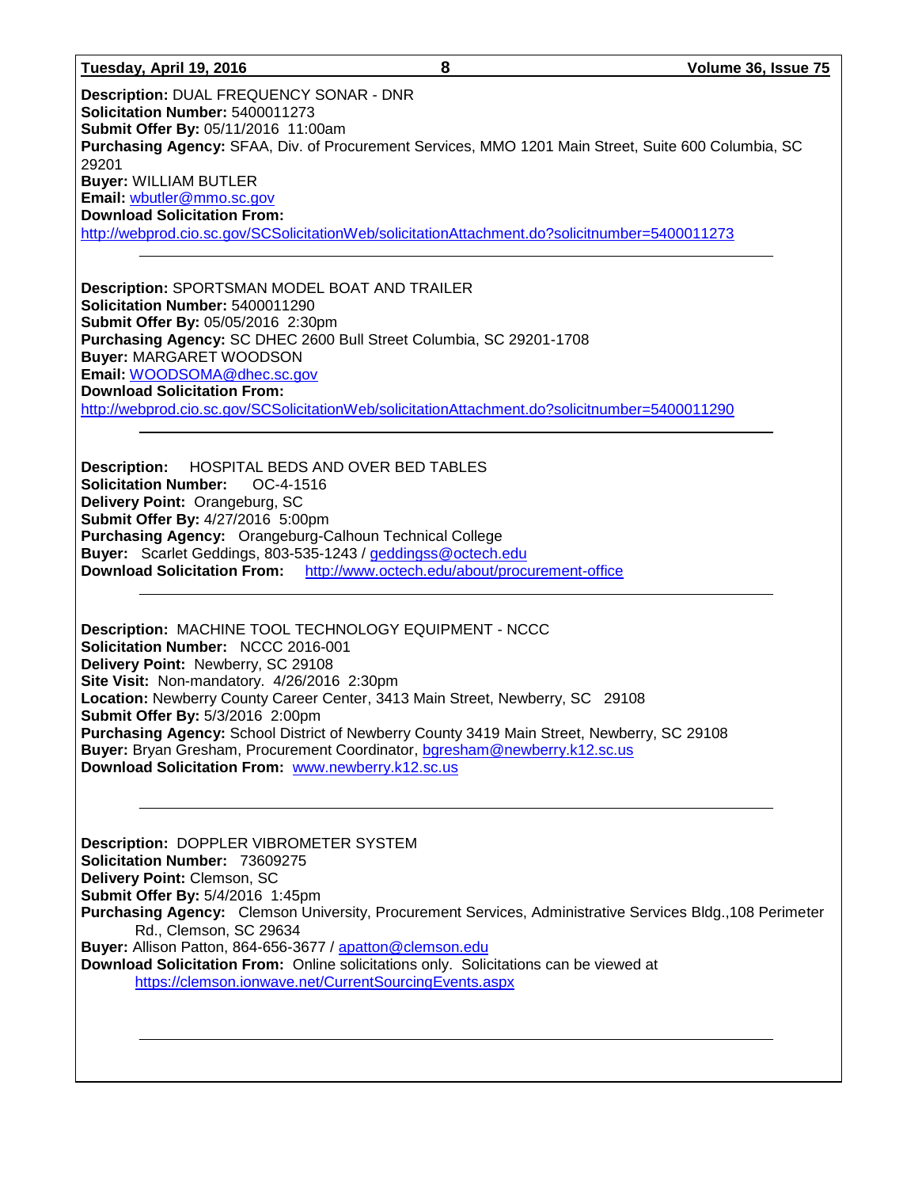**Description:** DUAL FREQUENCY SONAR - DNR
**Solicitation Number:** 5400011273
**Submit Offer By:** 05/11/2016 11:00am
**Purchasing Agency:** SFAA, Div. of Procurement Services, MMO 1201 Main Street, Suite 600 Columbia, SC 29201
**Buyer:** WILLIAM BUTLER
**Email:** wbutler@mmo.sc.gov
**Download Solicitation From:**
http://webprod.cio.sc.gov/SCSolicitationWeb/solicitationAttachment.do?solicitnumber=5400011273

---

**Description:** SPORTSMAN MODEL BOAT AND TRAILER
**Solicitation Number:** 5400011290
**Submit Offer By:** 05/05/2016 2:30pm
**Purchasing Agency:** SC DHEC 2600 Bull Street Columbia, SC 29201-1708
**Buyer:** MARGARET WOODSON
**Email:** WOODSOMA@dhec.sc.gov
**Download Solicitation From:**
http://webprod.cio.sc.gov/SCSolicitationWeb/solicitationAttachment.do?solicitnumber=5400011290

---

**Description:** HOSPITAL BEDS AND OVER BED TABLES
**Solicitation Number:** OC-4-1516
**Delivery Point:** Orangeburg, SC
**Submit Offer By:** 4/27/2016 5:00pm
**Purchasing Agency:** Orangeburg-Calhoun Technical College
**Buyer:** Scarlet Geddings, 803-535-1243 / geddingss@octech.edu
**Download Solicitation From:** http://www.octech.edu/about/procurement-office

---

**Description:** MACHINE TOOL TECHNOLOGY EQUIPMENT - NCCC
**Solicitation Number:** NCCC 2016-001
**Delivery Point:** Newberry, SC 29108
**Site Visit:** Non-mandatory. 4/26/2016 2:30pm
**Location:** Newberry County Career Center, 3413 Main Street, Newberry, SC 29108
**Submit Offer By:** 5/3/2016 2:00pm
**Purchasing Agency:** School District of Newberry County 3419 Main Street, Newberry, SC 29108
**Buyer:** Bryan Gresham, Procurement Coordinator, bgresham@newberry.k12.sc.us
**Download Solicitation From:** www.newberry.k12.sc.us

---

**Description:** DOPPLER VIBROMETER SYSTEM
**Solicitation Number:** 73609275
**Delivery Point:** Clemson, SC
**Submit Offer By:** 5/4/2016 1:45pm
**Purchasing Agency:** Clemson University, Procurement Services, Administrative Services Bldg.,108 Perimeter Rd., Clemson, SC 29634
**Buyer:** Allison Patton, 864-656-3677 / apatton@clemson.edu
**Download Solicitation From:** Online solicitations only. Solicitations can be viewed at https://clemson.ionwave.net/CurrentSourcingEvents.aspx

---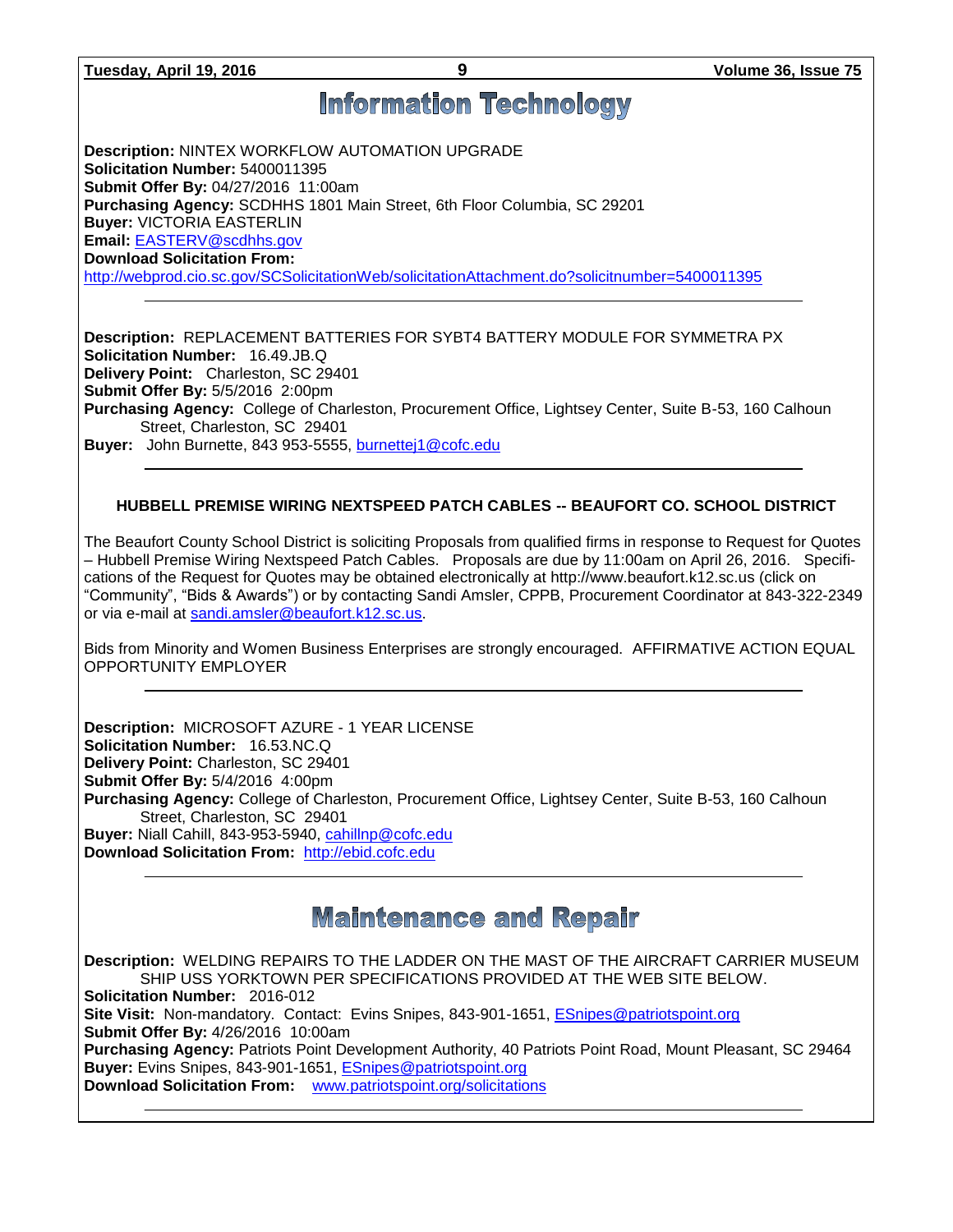# Information Technology

**Description:** NINTEX WORKFLOW AUTOMATION UPGRADE
**Solicitation Number:** 5400011395
**Submit Offer By:** 04/27/2016 11:00am
**Purchasing Agency:** SCDHHS 1801 Main Street, 6th Floor Columbia, SC 29201
**Buyer:** VICTORIA EASTERLIN
**Email:** EASTERV@scdhhs.gov
**Download Solicitation From:**
http://webprod.cio.sc.gov/SCSolicitationWeb/solicitationAttachment.do?solicitnumber=5400011395

---

**Description:** REPLACEMENT BATTERIES FOR SYBT4 BATTERY MODULE FOR SYMMETRA PX
**Solicitation Number:** 16.49.JB.Q
**Delivery Point:** Charleston, SC 29401
**Submit Offer By:** 5/5/2016 2:00pm
**Purchasing Agency:** College of Charleston, Procurement Office, Lightsey Center, Suite B-53, 160 Calhoun Street, Charleston, SC 29401
**Buyer:** John Burnette, 843 953-5555, burnettej1@cofc.edu

---

**HUBBELL PREMISE WIRING NEXTSPEED PATCH CABLES -- BEAUFORT CO. SCHOOL DISTRICT**

The Beaufort County School District is soliciting Proposals from qualified firms in response to Request for Quotes – Hubbell Premise Wiring Nextspeed Patch Cables. Proposals are due by 11:00am on April 26, 2016. Specifications of the Request for Quotes may be obtained electronically at http://www.beaufort.k12.sc.us (click on "Community", "Bids & Awards") or by contacting Sandi Amsler, CPPB, Procurement Coordinator at 843-322-2349 or via e-mail at sandi.amsler@beaufort.k12.sc.us.

Bids from Minority and Women Business Enterprises are strongly encouraged. AFFIRMATIVE ACTION EQUAL OPPORTUNITY EMPLOYER

---

**Description:** MICROSOFT AZURE - 1 YEAR LICENSE
**Solicitation Number:** 16.53.NC.Q
**Delivery Point:** Charleston, SC 29401
**Submit Offer By:** 5/4/2016 4:00pm
**Purchasing Agency:** College of Charleston, Procurement Office, Lightsey Center, Suite B-53, 160 Calhoun Street, Charleston, SC 29401
**Buyer:** Niall Cahill, 843-953-5940, cahillnp@cofc.edu
**Download Solicitation From:** http://ebid.cofc.edu

---

# Maintenance and Repair

**Description:** WELDING REPAIRS TO THE LADDER ON THE MAST OF THE AIRCRAFT CARRIER MUSEUM SHIP USS YORKTOWN PER SPECIFICATIONS PROVIDED AT THE WEB SITE BELOW.
**Solicitation Number:** 2016-012
**Site Visit:** Non-mandatory. Contact: Evins Snipes, 843-901-1651, ESnipes@patriotspoint.org
**Submit Offer By:** 4/26/2016 10:00am
**Purchasing Agency:** Patriots Point Development Authority, 40 Patriots Point Road, Mount Pleasant, SC 29464
**Buyer:** Evins Snipes, 843-901-1651, ESnipes@patriotspoint.org
**Download Solicitation From:** www.patriotspoint.org/solicitations

---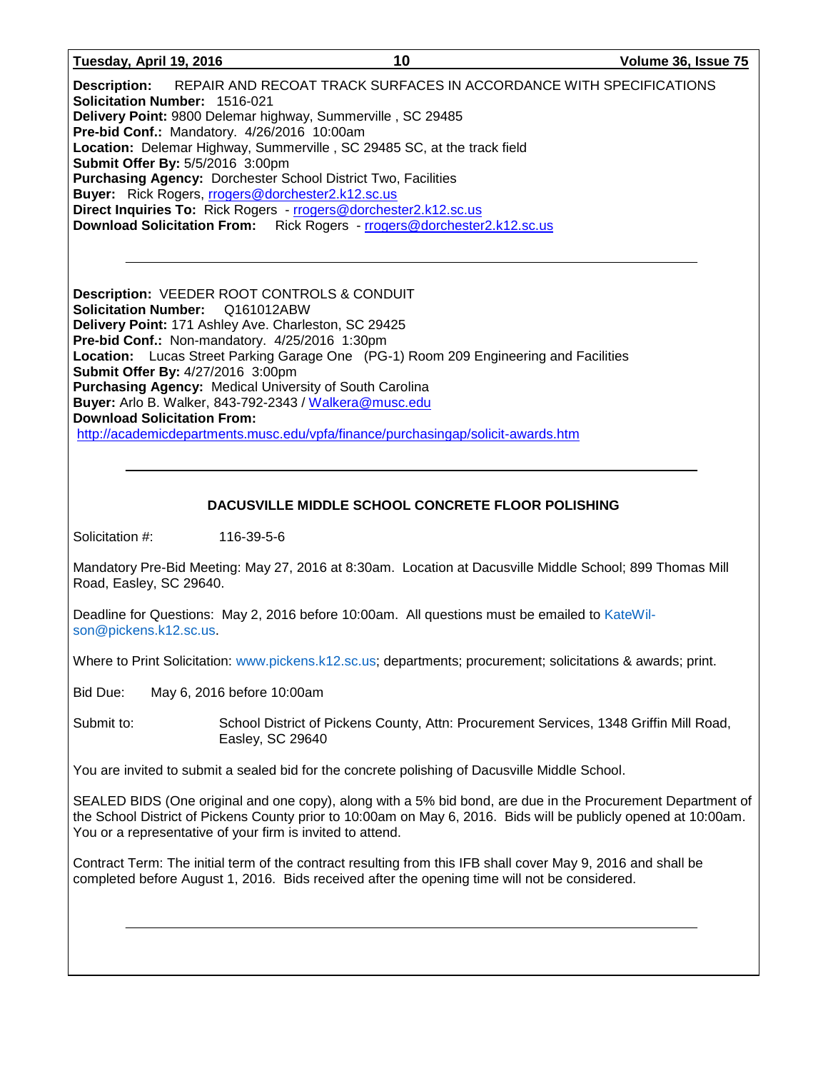**Description:** REPAIR AND RECOAT TRACK SURFACES IN ACCORDANCE WITH SPECIFICATIONS
**Solicitation Number:** 1516-021
**Delivery Point:** 9800 Delemar highway, Summerville , SC 29485
**Pre-bid Conf.:** Mandatory. 4/26/2016 10:00am
**Location:** Delemar Highway, Summerville , SC 29485 SC, at the track field
**Submit Offer By:** 5/5/2016 3:00pm
**Purchasing Agency:** Dorchester School District Two, Facilities
**Buyer:** Rick Rogers, rrogers@dorchester2.k12.sc.us
**Direct Inquiries To:** Rick Rogers - rrogers@dorchester2.k12.sc.us
**Download Solicitation From:** Rick Rogers - rrogers@dorchester2.k12.sc.us

---

**Description:** VEEDER ROOT CONTROLS & CONDUIT
**Solicitation Number:** Q161012ABW
**Delivery Point:** 171 Ashley Ave. Charleston, SC 29425
**Pre-bid Conf.:** Non-mandatory. 4/25/2016 1:30pm
**Location:** Lucas Street Parking Garage One (PG-1) Room 209 Engineering and Facilities
**Submit Offer By:** 4/27/2016 3:00pm
**Purchasing Agency:** Medical University of South Carolina
**Buyer:** Arlo B. Walker, 843-792-2343 / Walkera@musc.edu
**Download Solicitation From:**
http://academicdepartments.musc.edu/vpfa/finance/purchasingap/solicit-awards.htm

---

**DACUSVILLE MIDDLE SCHOOL CONCRETE FLOOR POLISHING**

Solicitation #: 116-39-5-6

Mandatory Pre-Bid Meeting: May 27, 2016 at 8:30am. Location at Dacusville Middle School; 899 Thomas Mill Road, Easley, SC 29640.

Deadline for Questions: May 2, 2016 before 10:00am. All questions must be emailed to KateWilson@pickens.k12.sc.us.

Where to Print Solicitation: www.pickens.k12.sc.us; departments; procurement; solicitations & awards; print.

Bid Due: May 6, 2016 before 10:00am

Submit to: School District of Pickens County, Attn: Procurement Services, 1348 Griffin Mill Road, Easley, SC 29640

You are invited to submit a sealed bid for the concrete polishing of Dacusville Middle School.

SEALED BIDS (One original and one copy), along with a 5% bid bond, are due in the Procurement Department of the School District of Pickens County prior to 10:00am on May 6, 2016. Bids will be publicly opened at 10:00am. You or a representative of your firm is invited to attend.

Contract Term: The initial term of the contract resulting from this IFB shall cover May 9, 2016 and shall be completed before August 1, 2016. Bids received after the opening time will not be considered.

---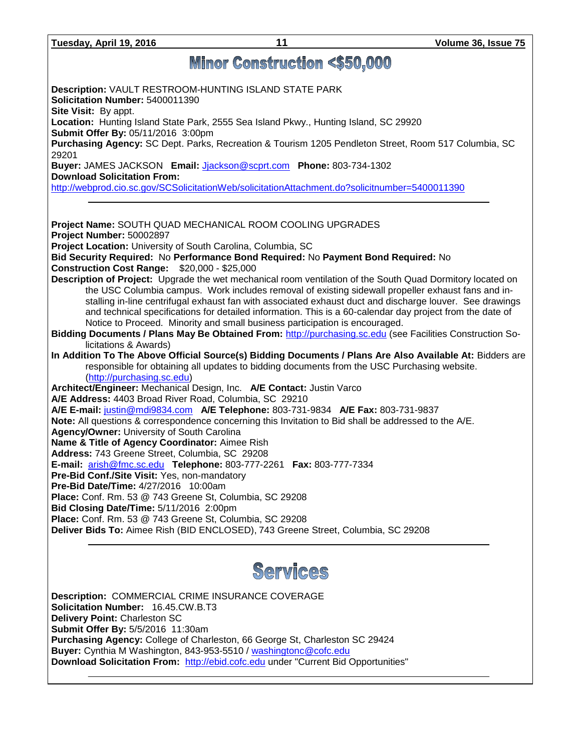# Minor Construction <$50,000

**Description:** VAULT RESTROOM-HUNTING ISLAND STATE PARK
**Solicitation Number:** 5400011390
**Site Visit:** By appt.
**Location:** Hunting Island State Park, 2555 Sea Island Pkwy., Hunting Island, SC 29920
**Submit Offer By:** 05/11/2016 3:00pm
**Purchasing Agency:** SC Dept. Parks, Recreation & Tourism 1205 Pendleton Street, Room 517 Columbia, SC 29201
**Buyer:** JAMES JACKSON **Email:** Jjackson@scprt.com **Phone:** 803-734-1302
**Download Solicitation From:**
http://webprod.cio.sc.gov/SCSolicitationWeb/solicitationAttachment.do?solicitnumber=5400011390

---

**Project Name:** SOUTH QUAD MECHANICAL ROOM COOLING UPGRADES
**Project Number:** 50002897
**Project Location:** University of South Carolina, Columbia, SC
**Bid Security Required:** No **Performance Bond Required:** No **Payment Bond Required:** No
**Construction Cost Range:** $20,000 - $25,000
**Description of Project:** Upgrade the wet mechanical room ventilation of the South Quad Dormitory located on the USC Columbia campus. Work includes removal of existing sidewall propeller exhaust fans and installing in-line centrifugal exhaust fan with associated exhaust duct and discharge louver. See drawings and technical specifications for detailed information. This is a 60-calendar day project from the date of Notice to Proceed. Minority and small business participation is encouraged.
**Bidding Documents / Plans May Be Obtained From:** http://purchasing.sc.edu (see Facilities Construction Solicitations & Awards)
**In Addition To The Above Official Source(s) Bidding Documents / Plans Are Also Available At:** Bidders are responsible for obtaining all updates to bidding documents from the USC Purchasing website. (http://purchasing.sc.edu)
**Architect/Engineer:** Mechanical Design, Inc. **A/E Contact:** Justin Varco
**A/E Address:** 4403 Broad River Road, Columbia, SC 29210
**A/E E-mail:** justin@mdi9834.com **A/E Telephone:** 803-731-9834 **A/E Fax:** 803-731-9837
**Note:** All questions & correspondence concerning this Invitation to Bid shall be addressed to the A/E.
**Agency/Owner:** University of South Carolina
**Name & Title of Agency Coordinator:** Aimee Rish
**Address:** 743 Greene Street, Columbia, SC 29208
**E-mail:** arish@fmc.sc.edu **Telephone:** 803-777-2261 **Fax:** 803-777-7334
**Pre-Bid Conf./Site Visit:** Yes, non-mandatory
**Pre-Bid Date/Time:** 4/27/2016 10:00am
**Place:** Conf. Rm. 53 @ 743 Greene St, Columbia, SC 29208
**Bid Closing Date/Time:** 5/11/2016 2:00pm
**Place:** Conf. Rm. 53 @ 743 Greene St, Columbia, SC 29208
**Deliver Bids To:** Aimee Rish (BID ENCLOSED), 743 Greene Street, Columbia, SC 29208

---

# Services

**Description:** COMMERCIAL CRIME INSURANCE COVERAGE
**Solicitation Number:** 16.45.CW.B.T3
**Delivery Point:** Charleston SC
**Submit Offer By:** 5/5/2016 11:30am
**Purchasing Agency:** College of Charleston, 66 George St, Charleston SC 29424
**Buyer:** Cynthia M Washington, 843-953-5510 / washingtonc@cofc.edu
**Download Solicitation From:** http://ebid.cofc.edu under "Current Bid Opportunities"

---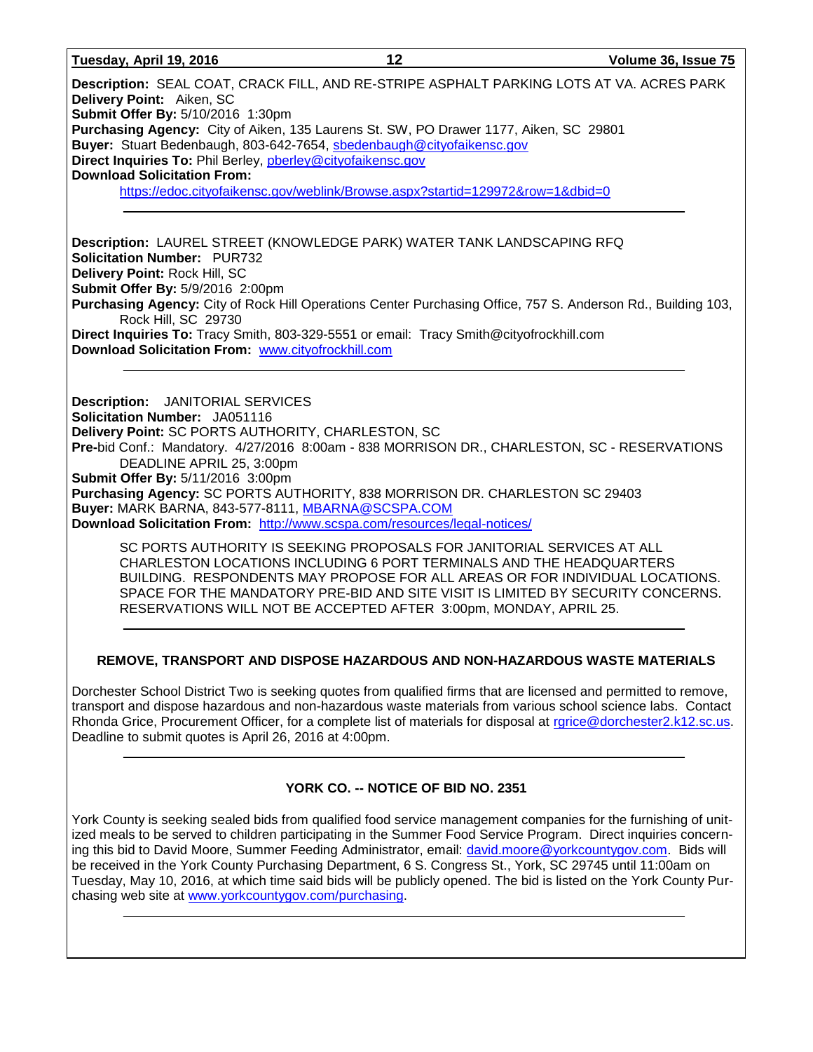**Description:** SEAL COAT, CRACK FILL, AND RE-STRIPE ASPHALT PARKING LOTS AT VA. ACRES PARK
**Delivery Point:** Aiken, SC
**Submit Offer By:** 5/10/2016 1:30pm
**Purchasing Agency:** City of Aiken, 135 Laurens St. SW, PO Drawer 1177, Aiken, SC 29801
**Buyer:** Stuart Bedenbaugh, 803-642-7654, sbedenbaugh@cityofaikensc.gov
**Direct Inquiries To:** Phil Berley, pberley@cityofaikensc.gov
**Download Solicitation From:**
https://edoc.cityofaikensc.gov/weblink/Browse.aspx?startid=129972&row=1&dbid=0

---

**Description:** LAUREL STREET (KNOWLEDGE PARK) WATER TANK LANDSCAPING RFQ
**Solicitation Number:** PUR732
**Delivery Point:** Rock Hill, SC
**Submit Offer By:** 5/9/2016 2:00pm
**Purchasing Agency:** City of Rock Hill Operations Center Purchasing Office, 757 S. Anderson Rd., Building 103, Rock Hill, SC 29730
**Direct Inquiries To:** Tracy Smith, 803-329-5551 or email: Tracy Smith@cityofrockhill.com
**Download Solicitation From:** www.cityofrockhill.com

---

**Description:** JANITORIAL SERVICES
**Solicitation Number:** JA051116
**Delivery Point:** SC PORTS AUTHORITY, CHARLESTON, SC
**Pre-**bid Conf.: Mandatory. 4/27/2016 8:00am - 838 MORRISON DR., CHARLESTON, SC - RESERVATIONS DEADLINE APRIL 25, 3:00pm
**Submit Offer By:** 5/11/2016 3:00pm
**Purchasing Agency:** SC PORTS AUTHORITY, 838 MORRISON DR. CHARLESTON SC 29403
**Buyer:** MARK BARNA, 843-577-8111, MBARNA@SCSPA.COM
**Download Solicitation From:** http://www.scspa.com/resources/legal-notices/

SC PORTS AUTHORITY IS SEEKING PROPOSALS FOR JANITORIAL SERVICES AT ALL CHARLESTON LOCATIONS INCLUDING 6 PORT TERMINALS AND THE HEADQUARTERS BUILDING. RESPONDENTS MAY PROPOSE FOR ALL AREAS OR FOR INDIVIDUAL LOCATIONS. SPACE FOR THE MANDATORY PRE-BID AND SITE VISIT IS LIMITED BY SECURITY CONCERNS. RESERVATIONS WILL NOT BE ACCEPTED AFTER 3:00pm, MONDAY, APRIL 25.

---

**REMOVE, TRANSPORT AND DISPOSE HAZARDOUS AND NON-HAZARDOUS WASTE MATERIALS**

Dorchester School District Two is seeking quotes from qualified firms that are licensed and permitted to remove, transport and dispose hazardous and non-hazardous waste materials from various school science labs. Contact Rhonda Grice, Procurement Officer, for a complete list of materials for disposal at rgrice@dorchester2.k12.sc.us. Deadline to submit quotes is April 26, 2016 at 4:00pm.

---

**YORK CO. -- NOTICE OF BID NO. 2351**

York County is seeking sealed bids from qualified food service management companies for the furnishing of unitized meals to be served to children participating in the Summer Food Service Program. Direct inquiries concerning this bid to David Moore, Summer Feeding Administrator, email: david.moore@yorkcountygov.com. Bids will be received in the York County Purchasing Department, 6 S. Congress St., York, SC 29745 until 11:00am on Tuesday, May 10, 2016, at which time said bids will be publicly opened. The bid is listed on the York County Purchasing web site at www.yorkcountygov.com/purchasing.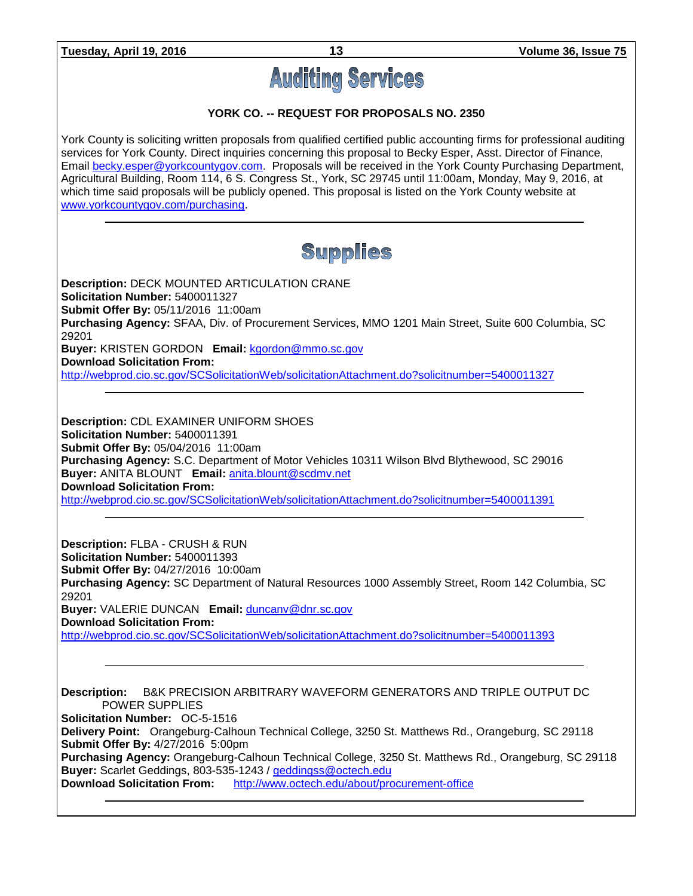# Auditing Services

### YORK CO. -- REQUEST FOR PROPOSALS NO. 2350

York County is soliciting written proposals from qualified certified public accounting firms for professional auditing services for York County. Direct inquiries concerning this proposal to Becky Esper, Asst. Director of Finance, Email becky.esper@yorkcountygov.com. Proposals will be received in the York County Purchasing Department, Agricultural Building, Room 114, 6 S. Congress St., York, SC 29745 until 11:00am, Monday, May 9, 2016, at which time said proposals will be publicly opened. This proposal is listed on the York County website at www.yorkcountygov.com/purchasing.

---

# Supplies

**Description:** DECK MOUNTED ARTICULATION CRANE
**Solicitation Number:** 5400011327
**Submit Offer By:** 05/11/2016 11:00am
**Purchasing Agency:** SFAA, Div. of Procurement Services, MMO 1201 Main Street, Suite 600 Columbia, SC 29201
**Buyer:** KRISTEN GORDON **Email:** kgordon@mmo.sc.gov
**Download Solicitation From:**
http://webprod.cio.sc.gov/SCSolicitationWeb/solicitationAttachment.do?solicitnumber=5400011327

---

**Description:** CDL EXAMINER UNIFORM SHOES
**Solicitation Number:** 5400011391
**Submit Offer By:** 05/04/2016 11:00am
**Purchasing Agency:** S.C. Department of Motor Vehicles 10311 Wilson Blvd Blythewood, SC 29016
**Buyer:** ANITA BLOUNT **Email:** anita.blount@scdmv.net
**Download Solicitation From:**
http://webprod.cio.sc.gov/SCSolicitationWeb/solicitationAttachment.do?solicitnumber=5400011391

---

**Description:** FLBA - CRUSH & RUN
**Solicitation Number:** 5400011393
**Submit Offer By:** 04/27/2016 10:00am
**Purchasing Agency:** SC Department of Natural Resources 1000 Assembly Street, Room 142 Columbia, SC 29201
**Buyer:** VALERIE DUNCAN **Email:** duncanv@dnr.sc.gov
**Download Solicitation From:**
http://webprod.cio.sc.gov/SCSolicitationWeb/solicitationAttachment.do?solicitnumber=5400011393

---

**Description:** B&K PRECISION ARBITRARY WAVEFORM GENERATORS AND TRIPLE OUTPUT DC POWER SUPPLIES
**Solicitation Number:** OC-5-1516
**Delivery Point:** Orangeburg-Calhoun Technical College, 3250 St. Matthews Rd., Orangeburg, SC 29118
**Submit Offer By:** 4/27/2016 5:00pm
**Purchasing Agency:** Orangeburg-Calhoun Technical College, 3250 St. Matthews Rd., Orangeburg, SC 29118
**Buyer:** Scarlet Geddings, 803-535-1243 / geddingss@octech.edu
**Download Solicitation From:** http://www.octech.edu/about/procurement-office

---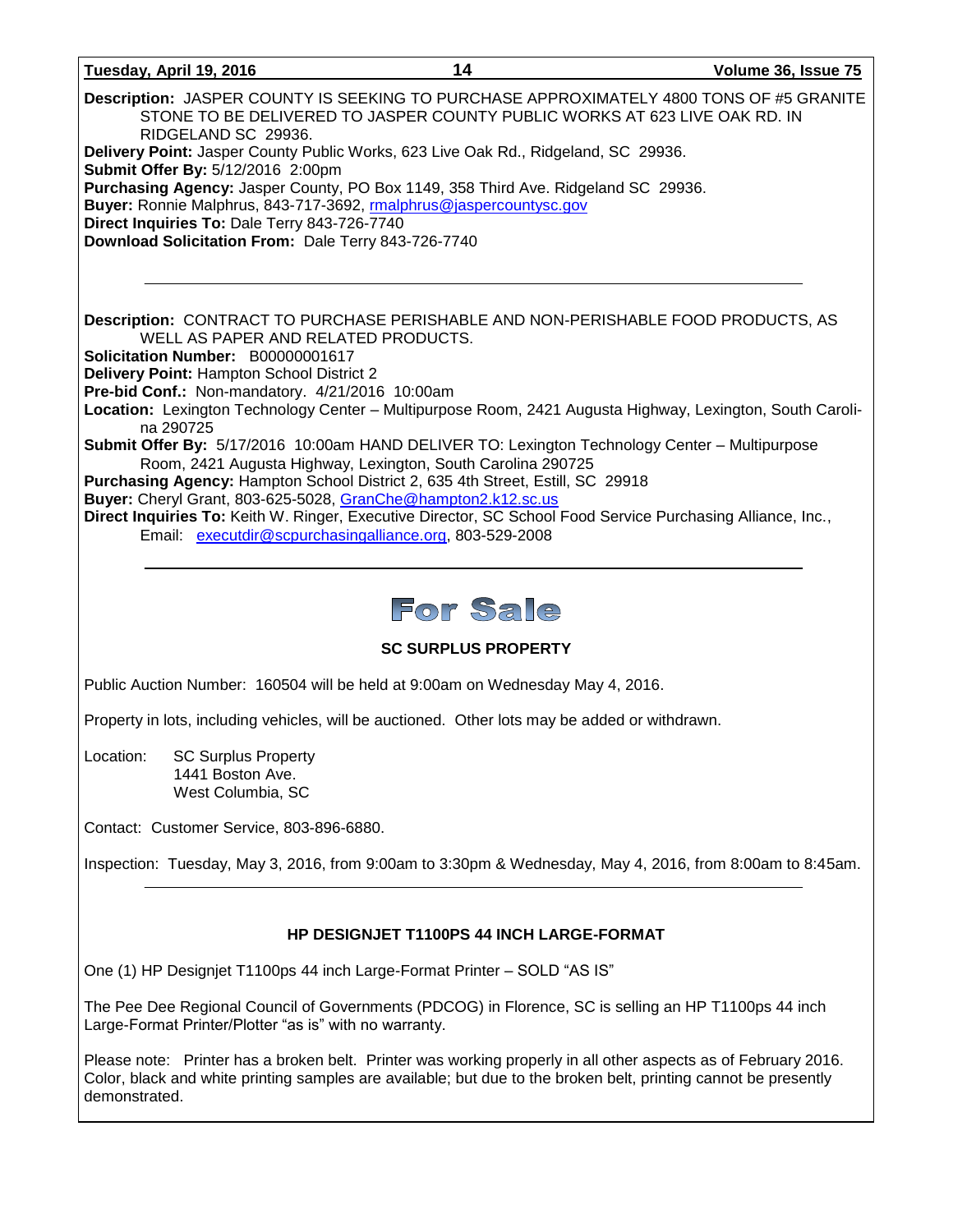**Description:** JASPER COUNTY IS SEEKING TO PURCHASE APPROXIMATELY 4800 TONS OF #5 GRANITE STONE TO BE DELIVERED TO JASPER COUNTY PUBLIC WORKS AT 623 LIVE OAK RD. IN RIDGELAND SC 29936.
**Delivery Point:** Jasper County Public Works, 623 Live Oak Rd., Ridgeland, SC 29936.
**Submit Offer By:** 5/12/2016 2:00pm
**Purchasing Agency:** Jasper County, PO Box 1149, 358 Third Ave. Ridgeland SC 29936.
**Buyer:** Ronnie Malphrus, 843-717-3692, rmalphrus@jaspercountysc.gov
**Direct Inquiries To:** Dale Terry 843-726-7740
**Download Solicitation From:** Dale Terry 843-726-7740

---

**Description:** CONTRACT TO PURCHASE PERISHABLE AND NON-PERISHABLE FOOD PRODUCTS, AS WELL AS PAPER AND RELATED PRODUCTS.
**Solicitation Number:** B00000001617
**Delivery Point:** Hampton School District 2
**Pre-bid Conf.:** Non-mandatory. 4/21/2016 10:00am
**Location:** Lexington Technology Center – Multipurpose Room, 2421 Augusta Highway, Lexington, South Carolina 290725
**Submit Offer By:** 5/17/2016 10:00am HAND DELIVER TO: Lexington Technology Center – Multipurpose Room, 2421 Augusta Highway, Lexington, South Carolina 290725
**Purchasing Agency:** Hampton School District 2, 635 4th Street, Estill, SC 29918
**Buyer:** Cheryl Grant, 803-625-5028, GranChe@hampton2.k12.sc.us
**Direct Inquiries To:** Keith W. Ringer, Executive Director, SC School Food Service Purchasing Alliance, Inc., Email: executdir@scpurchasingalliance.org, 803-529-2008

---

# For Sale

### SC SURPLUS PROPERTY

Public Auction Number: 160504 will be held at 9:00am on Wednesday May 4, 2016.

Property in lots, including vehicles, will be auctioned. Other lots may be added or withdrawn.

Location: SC Surplus Property
1441 Boston Ave.
West Columbia, SC

Contact: Customer Service, 803-896-6880.

Inspection: Tuesday, May 3, 2016, from 9:00am to 3:30pm & Wednesday, May 4, 2016, from 8:00am to 8:45am.

---

### HP DESIGNJET T1100PS 44 INCH LARGE-FORMAT

One (1) HP Designjet T1100ps 44 inch Large-Format Printer – SOLD "AS IS"

The Pee Dee Regional Council of Governments (PDCOG) in Florence, SC is selling an HP T1100ps 44 inch Large-Format Printer/Plotter "as is" with no warranty.

Please note: Printer has a broken belt. Printer was working properly in all other aspects as of February 2016. Color, black and white printing samples are available; but due to the broken belt, printing cannot be presently demonstrated.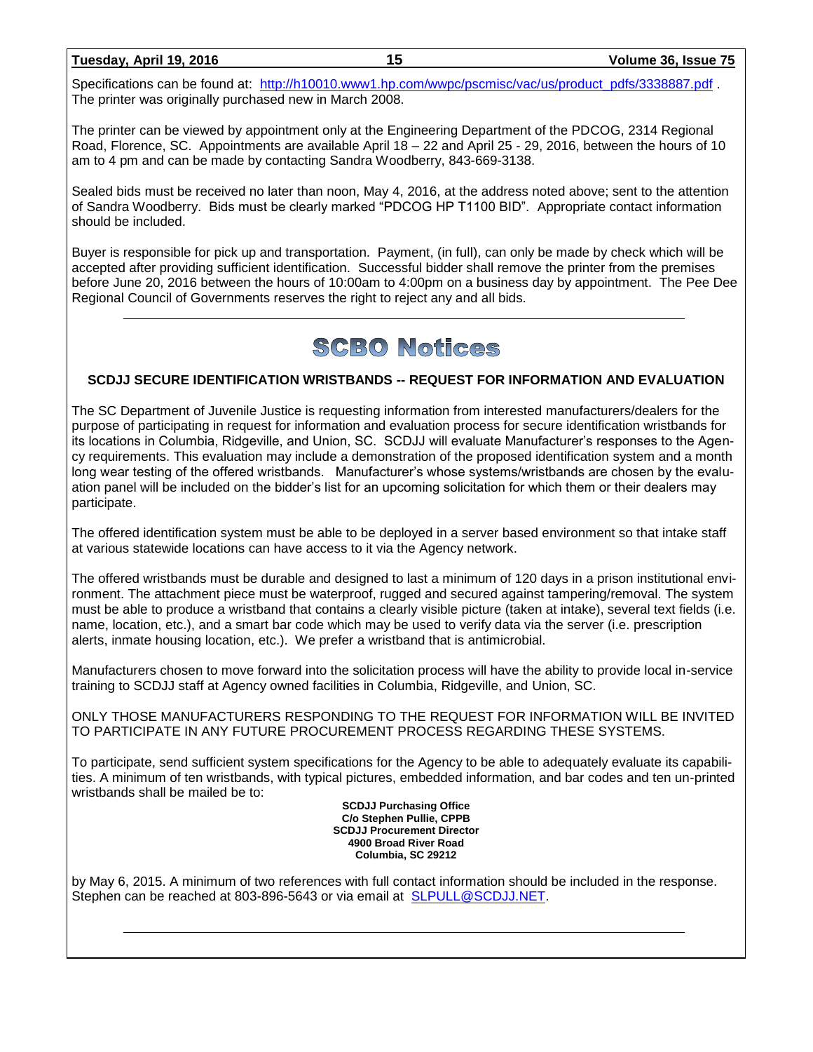Specifications can be found at: http://h10010.www1.hp.com/wwpc/pscmisc/vac/us/product_pdfs/3338887.pdf . The printer was originally purchased new in March 2008.

The printer can be viewed by appointment only at the Engineering Department of the PDCOG, 2314 Regional Road, Florence, SC. Appointments are available April 18 – 22 and April 25 - 29, 2016, between the hours of 10 am to 4 pm and can be made by contacting Sandra Woodberry, 843-669-3138.

Sealed bids must be received no later than noon, May 4, 2016, at the address noted above; sent to the attention of Sandra Woodberry. Bids must be clearly marked "PDCOG HP T1100 BID". Appropriate contact information should be included.

Buyer is responsible for pick up and transportation. Payment, (in full), can only be made by check which will be accepted after providing sufficient identification. Successful bidder shall remove the printer from the premises before June 20, 2016 between the hours of 10:00am to 4:00pm on a business day by appointment. The Pee Dee Regional Council of Governments reserves the right to reject any and all bids.

---

# SCBO Notices

### SCDJJ SECURE IDENTIFICATION WRISTBANDS -- REQUEST FOR INFORMATION AND EVALUATION

The SC Department of Juvenile Justice is requesting information from interested manufacturers/dealers for the purpose of participating in request for information and evaluation process for secure identification wristbands for its locations in Columbia, Ridgeville, and Union, SC. SCDJJ will evaluate Manufacturer's responses to the Agency requirements. This evaluation may include a demonstration of the proposed identification system and a month long wear testing of the offered wristbands. Manufacturer's whose systems/wristbands are chosen by the evaluation panel will be included on the bidder's list for an upcoming solicitation for which them or their dealers may participate.

The offered identification system must be able to be deployed in a server based environment so that intake staff at various statewide locations can have access to it via the Agency network.

The offered wristbands must be durable and designed to last a minimum of 120 days in a prison institutional environment. The attachment piece must be waterproof, rugged and secured against tampering/removal. The system must be able to produce a wristband that contains a clearly visible picture (taken at intake), several text fields (i.e. name, location, etc.), and a smart bar code which may be used to verify data via the server (i.e. prescription alerts, inmate housing location, etc.). We prefer a wristband that is antimicrobial.

Manufacturers chosen to move forward into the solicitation process will have the ability to provide local in-service training to SCDJJ staff at Agency owned facilities in Columbia, Ridgeville, and Union, SC.

ONLY THOSE MANUFACTURERS RESPONDING TO THE REQUEST FOR INFORMATION WILL BE INVITED TO PARTICIPATE IN ANY FUTURE PROCUREMENT PROCESS REGARDING THESE SYSTEMS.

To participate, send sufficient system specifications for the Agency to be able to adequately evaluate its capabilities. A minimum of ten wristbands, with typical pictures, embedded information, and bar codes and ten un-printed wristbands shall be mailed be to:

**SCDJJ Purchasing Office**
**C/o Stephen Pullie, CPPB**
**SCDJJ Procurement Director**
**4900 Broad River Road**
**Columbia, SC 29212**

by May 6, 2015. A minimum of two references with full contact information should be included in the response. Stephen can be reached at 803-896-5643 or via email at SLPULL@SCDJJ.NET.

---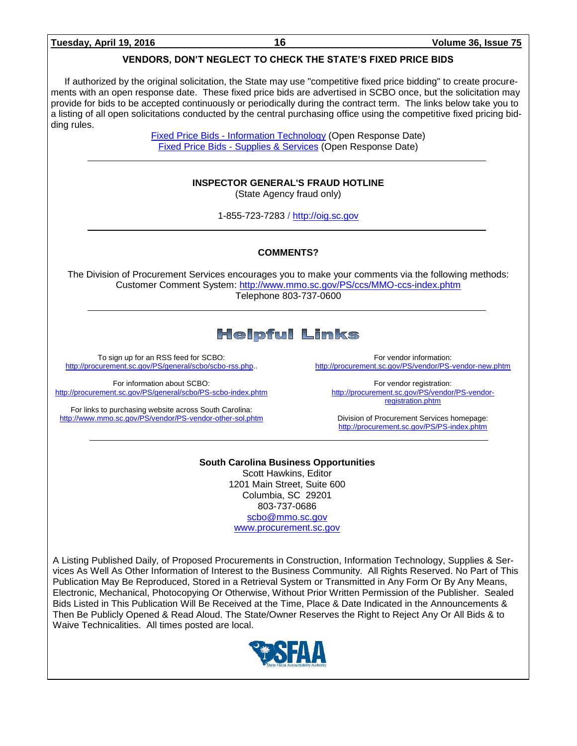## VENDORS, DON'T NEGLECT TO CHECK THE STATE'S FIXED PRICE BIDS

If authorized by the original solicitation, the State may use "competitive fixed price bidding" to create procurements with an open response date. These fixed price bids are advertised in SCBO once, but the solicitation may provide for bids to be accepted continuously or periodically during the contract term. The links below take you to a listing of all open solicitations conducted by the central purchasing office using the competitive fixed pricing bidding rules.

Fixed Price Bids - Information Technology (Open Response Date)
Fixed Price Bids - Supplies & Services (Open Response Date)

---

## INSPECTOR GENERAL'S FRAUD HOTLINE

(State Agency fraud only)

1-855-723-7283 / http://oig.sc.gov

---

## COMMENTS?

The Division of Procurement Services encourages you to make your comments via the following methods:
Customer Comment System: http://www.mmo.sc.gov/PS/ccs/MMO-ccs-index.phtm
Telephone 803-737-0600

---

## Helpful Links

To sign up for an RSS feed for SCBO:
http://procurement.sc.gov/PS/general/scbo/scbo-rss.php..

For information about SCBO:
http://procurement.sc.gov/PS/general/scbo/PS-scbo-index.phtm

For links to purchasing website across South Carolina:
http://www.mmo.sc.gov/PS/vendor/PS-vendor-other-sol.phtm

For vendor information:
http://procurement.sc.gov/PS/vendor/PS-vendor-new.phtm

For vendor registration:
http://procurement.sc.gov/PS/vendor/PS-vendor-registration.phtm

Division of Procurement Services homepage:
http://procurement.sc.gov/PS/PS-index.phtm

---

**South Carolina Business Opportunities**
Scott Hawkins, Editor
1201 Main Street, Suite 600
Columbia, SC 29201
803-737-0686
scbo@mmo.sc.gov
www.procurement.sc.gov

A Listing Published Daily, of Proposed Procurements in Construction, Information Technology, Supplies & Services As Well As Other Information of Interest to the Business Community. All Rights Reserved. No Part of This Publication May Be Reproduced, Stored in a Retrieval System or Transmitted in Any Form Or By Any Means, Electronic, Mechanical, Photocopying Or Otherwise, Without Prior Written Permission of the Publisher. Sealed Bids Listed in This Publication Will Be Received at the Time, Place & Date Indicated in the Announcements & Then Be Publicly Opened & Read Aloud. The State/Owner Reserves the Right to Reject Any Or All Bids & to Waive Technicalities. All times posted are local.

SFAA
State Fiscal Accountability Authority